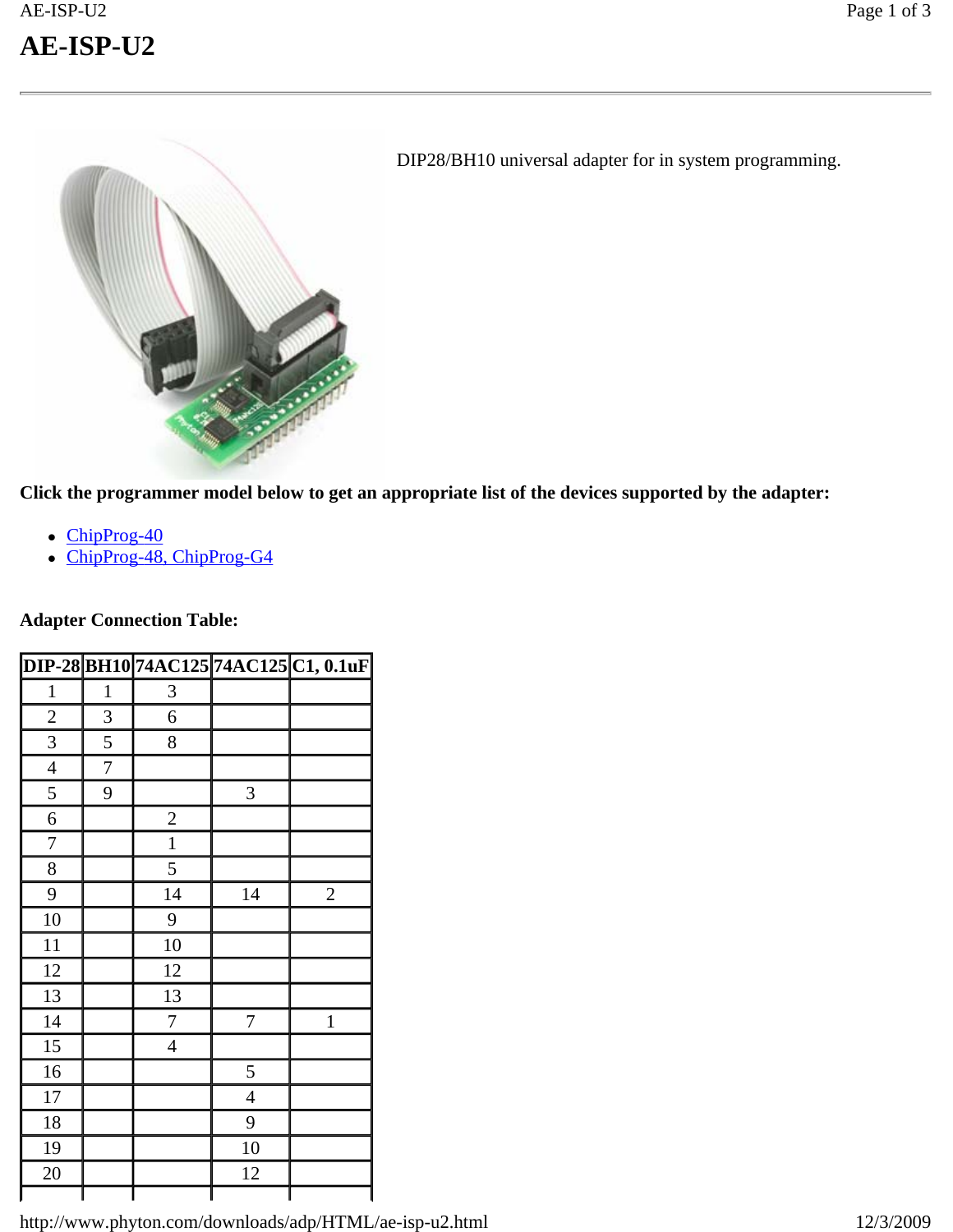# AE-ISP-U2

DIP28/BH10 universal adapter for in system programming.

**Click the programmer model below to get an appropriate list of the devices supported by the adapter:**

- ChipProg-40
- ChipProg-48, ChipProg-G4

**Adapter Connection Table:**

| DIP-28 | BH10 | 74AC125 | 74AC125 | C1, 0.1uF |
|---|---|---|---|---|
| 1 | 1 | 3 | | |
| 2 | 3 | 6 | | |
| 3 | 5 | 8 | | |
| 4 | 7 | | | |
| 5 | 9 | | 3 | |
| 6 | | 2 | | |
| 7 | | 1 | | |
| 8 | | 5 | | |
| 9 | | 14 | 14 | 2 |
| 10 | | 9 | | |
| 11 | | 10 | | |
| 12 | | 12 | | |
| 13 | | 13 | | |
| 14 | | 7 | 7 | 1 |
| 15 | | 4 | | |
| 16 | | | 5 | |
| 17 | | | 4 | |
| 18 | | | 9 | |
| 19 | | | 10 | |
| 20 | | | 12 | |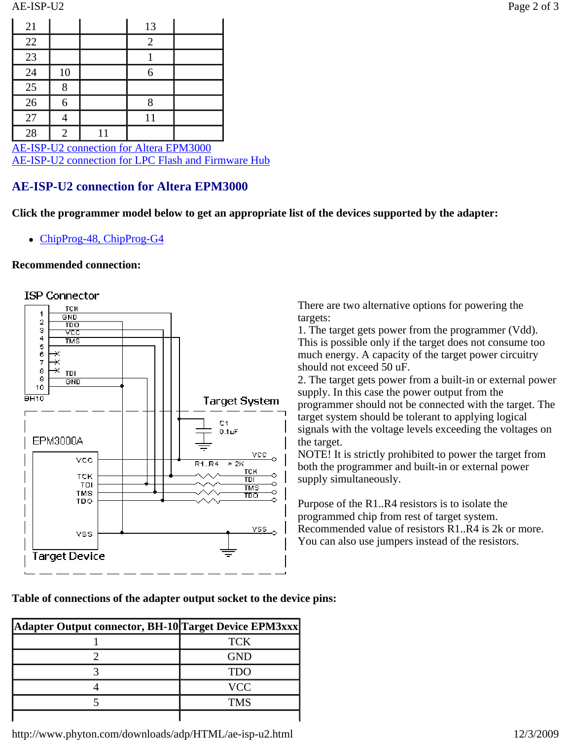| 21 | | | 13 | |
|---|---|---|---|---|
| 22 | | | 2 | |
| 23 | | | 1 | |
| 24 | 10 | | 6 | |
| 25 | 8 | | | |
| 26 | 6 | | 8 | |
| 27 | 4 | | 11 | |
| 28 | 2 | 11 | | |

AE-ISP-U2 connection for Altera EPM3000
AE-ISP-U2 connection for LPC Flash and Firmware Hub

## AE-ISP-U2 connection for Altera EPM3000

**Click the programmer model below to get an appropriate list of the devices supported by the adapter:**

- ChipProg-48, ChipProg-G4

**Recommended connection:**

There are two alternative options for powering the targets:
1. The target gets power from the programmer (Vdd). This is possible only if the target does not consume too much energy. A capacity of the target power circuitry should not exceed 50 uF.
2. The target gets power from a built-in or external power supply. In this case the power output from the programmer should not be connected with the target. The target system should be tolerant to applying logical signals with the voltage levels exceeding the voltages on the target.
NOTE! It is strictly prohibited to power the target from both the programmer and built-in or external power supply simultaneously.

Purpose of the R1..R4 resistors is to isolate the programmed chip from rest of target system. Recommended value of resistors R1..R4 is 2k or more. You can also use jumpers instead of the resistors.

**Table of connections of the adapter output socket to the device pins:**

| Adapter Output connector, BH-10 | Target Device EPM3xxx |
|---|---|
| 1 | TCK |
| 2 | GND |
| 3 | TDO |
| 4 | VCC |
| 5 | TMS |
| | |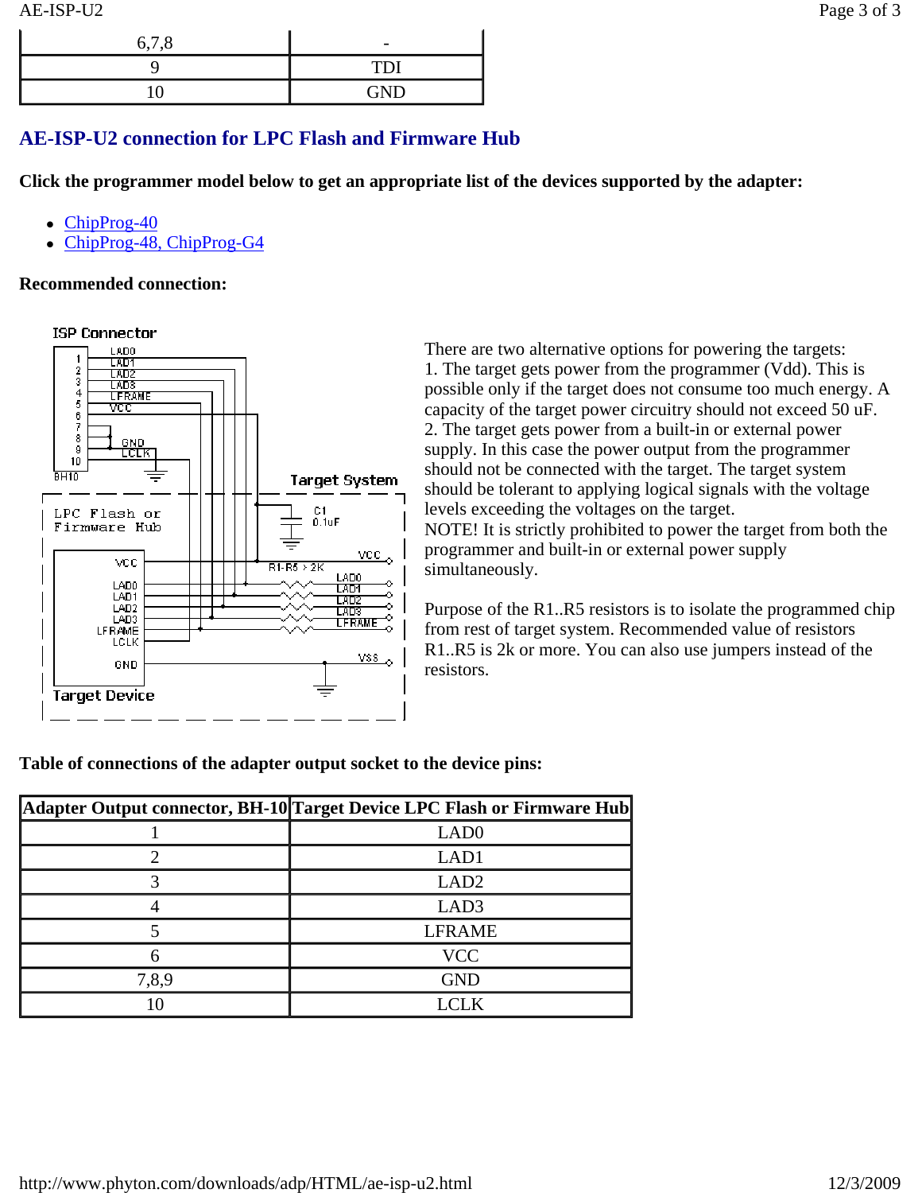| | |
|---|---|
| 6,7,8 | - |
| 9 | TDI |
| 10 | GND |

## AE-ISP-U2 connection for LPC Flash and Firmware Hub

**Click the programmer model below to get an appropriate list of the devices supported by the adapter:**

- ChipProg-40
- ChipProg-48, ChipProg-G4

**Recommended connection:**

ISP Connector
1 LAD0
2 LAD1
3 LAD2
4 LAD3
5 LFRAME
6 VCC
7
8
9 GND
10 LCLK
BH10
Target System
LPC Flash or Firmware Hub
C1 0.1uF
VCC
R1-R5 > 2K
VCC
LAD0
LAD1
LAD2
LAD3
LFRAME
LCLK
GND
LAD0
LAD1
LAD2
LAD3
LFRAME
VSS
Target Device

There are two alternative options for powering the targets:
1. The target gets power from the programmer (Vdd). This is possible only if the target does not consume too much energy. A capacity of the target power circuitry should not exceed 50 uF.
2. The target gets power from a built-in or external power supply. In this case the power output from the programmer should not be connected with the target. The target system should be tolerant to applying logical signals with the voltage levels exceeding the voltages on the target.
NOTE! It is strictly prohibited to power the target from both the programmer and built-in or external power supply simultaneously.

Purpose of the R1..R5 resistors is to isolate the programmed chip from rest of target system. Recommended value of resistors R1..R5 is 2k or more. You can also use jumpers instead of the resistors.

**Table of connections of the adapter output socket to the device pins:**

| Adapter Output connector, BH-10 | Target Device LPC Flash or Firmware Hub |
|---|---|
| 1 | LAD0 |
| 2 | LAD1 |
| 3 | LAD2 |
| 4 | LAD3 |
| 5 | LFRAME |
| 6 | VCC |
| 7,8,9 | GND |
| 10 | LCLK |